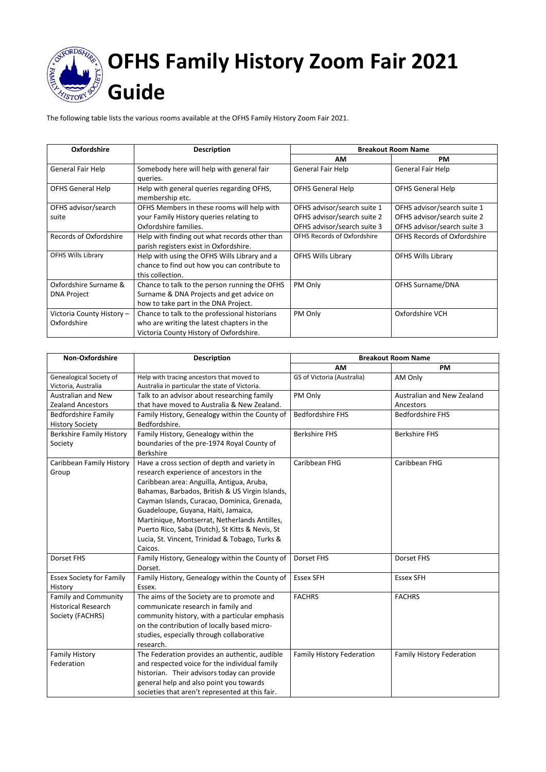# OFHS Family History Zoom Fair 2021 Guide

The following table lists the various rooms available at the OFHS Family History Zoom Fair 2021.

| Oxfordshire | Description | Breakout Room Name | |
|---|---|---|---|
| | | **AM** | **PM** |
| General Fair Help | Somebody here will help with general fair queries. | General Fair Help | General Fair Help |
| OFHS General Help | Help with general queries regarding OFHS, membership etc. | OFHS General Help | OFHS General Help |
| OFHS advisor/search suite | OFHS Members in these rooms will help with your Family History queries relating to Oxfordshire families. | OFHS advisor/search suite 1<br>OFHS advisor/search suite 2<br>OFHS advisor/search suite 3 | OFHS advisor/search suite 1<br>OFHS advisor/search suite 2<br>OFHS advisor/search suite 3 |
| Records of Oxfordshire | Help with finding out what records other than parish registers exist in Oxfordshire. | OFHS Records of Oxfordshire | OFHS Records of Oxfordshire |
| OFHS Wills Library | Help with using the OFHS Wills Library and a chance to find out how you can contribute to this collection. | OFHS Wills Library | OFHS Wills Library |
| Oxfordshire Surname & DNA Project | Chance to talk to the person running the OFHS Surname & DNA Projects and get advice on how to take part in the DNA Project. | PM Only | OFHS Surname/DNA |
| Victoria County History – Oxfordshire | Chance to talk to the professional historians who are writing the latest chapters in the Victoria County History of Oxfordshire. | PM Only | Oxfordshire VCH |

| Non-Oxfordshire | Description | Breakout Room Name | |
|---|---|---|---|
| | | **AM** | **PM** |
| Genealogical Society of Victoria, Australia | Help with tracing ancestors that moved to Australia in particular the state of Victoria. | GS of Victoria (Australia) | AM Only |
| Australian and New Zealand Ancestors | Talk to an advisor about researching family that have moved to Australia & New Zealand. | PM Only | Australian and New Zealand Ancestors |
| Bedfordshire Family History Society | Family History, Genealogy within the County of Bedfordshire. | Bedfordshire FHS | Bedfordshire FHS |
| Berkshire Family History Society | Family History, Genealogy within the boundaries of the pre-1974 Royal County of Berkshire | Berkshire FHS | Berkshire FHS |
| Caribbean Family History Group | Have a cross section of depth and variety in research experience of ancestors in the Caribbean area: Anguilla, Antigua, Aruba, Bahamas, Barbados, British & US Virgin Islands, Cayman Islands, Curacao, Dominica, Grenada, Guadeloupe, Guyana, Haiti, Jamaica, Martinique, Montserrat, Netherlands Antilles, Puerto Rico, Saba (Dutch), St Kitts & Nevis, St Lucia, St. Vincent, Trinidad & Tobago, Turks & Caicos. | Caribbean FHG | Caribbean FHG |
| Dorset FHS | Family History, Genealogy within the County of Dorset. | Dorset FHS | Dorset FHS |
| Essex Society for Family History | Family History, Genealogy within the County of Essex. | Essex SFH | Essex SFH |
| Family and Community Historical Research Society (FACHRS) | The aims of the Society are to promote and communicate research in family and community history, with a particular emphasis on the contribution of locally based micro-studies, especially through collaborative research. | FACHRS | FACHRS |
| Family History Federation | The Federation provides an authentic, audible and respected voice for the individual family historian. Their advisors today can provide general help and also point you towards societies that aren't represented at this fair. | Family History Federation | Family History Federation |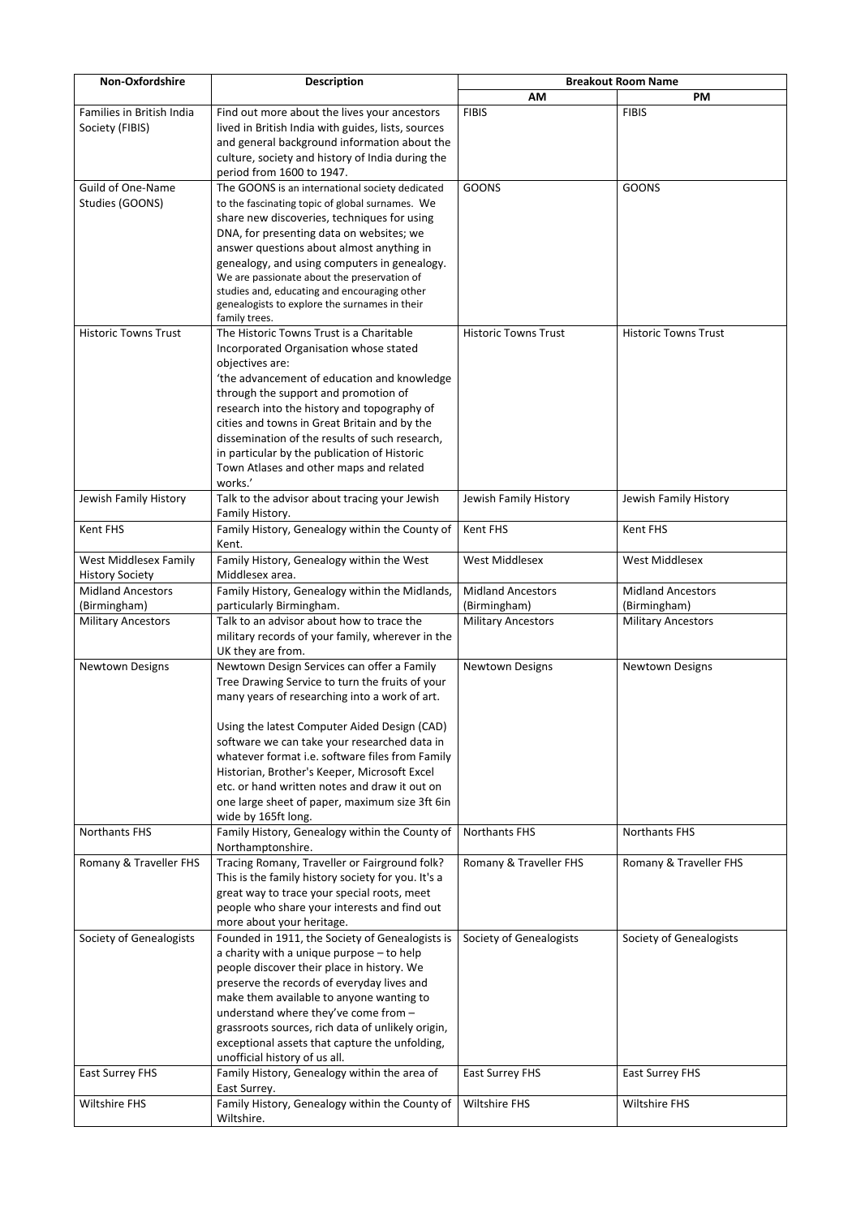| Non-Oxfordshire | Description | Breakout Room Name | |
|---|---|---|---|
| | | AM | PM |
| Families in British India Society (FIBIS) | Find out more about the lives your ancestors lived in British India with guides, lists, sources and general background information about the culture, society and history of India during the period from 1600 to 1947. | FIBIS | FIBIS |
| Guild of One-Name Studies (GOONS) | The GOONS is an international society dedicated to the fascinating topic of global surnames. We share new discoveries, techniques for using DNA, for presenting data on websites; we answer questions about almost anything in genealogy, and using computers in genealogy. We are passionate about the preservation of studies and, educating and encouraging other genealogists to explore the surnames in their family trees. | GOONS | GOONS |
| Historic Towns Trust | The Historic Towns Trust is a Charitable Incorporated Organisation whose stated objectives are: 'the advancement of education and knowledge through the support and promotion of research into the history and topography of cities and towns in Great Britain and by the dissemination of the results of such research, in particular by the publication of Historic Town Atlases and other maps and related works.' | Historic Towns Trust | Historic Towns Trust |
| Jewish Family History | Talk to the advisor about tracing your Jewish Family History. | Jewish Family History | Jewish Family History |
| Kent FHS | Family History, Genealogy within the County of Kent. | Kent FHS | Kent FHS |
| West Middlesex Family History Society | Family History, Genealogy within the West Middlesex area. | West Middlesex | West Middlesex |
| Midland Ancestors (Birmingham) | Family History, Genealogy within the Midlands, particularly Birmingham. | Midland Ancestors (Birmingham) | Midland Ancestors (Birmingham) |
| Military Ancestors | Talk to an advisor about how to trace the military records of your family, wherever in the UK they are from. | Military Ancestors | Military Ancestors |
| Newtown Designs | Newtown Design Services can offer a Family Tree Drawing Service to turn the fruits of your many years of researching into a work of art.<br><br>Using the latest Computer Aided Design (CAD) software we can take your researched data in whatever format i.e. software files from Family Historian, Brother's Keeper, Microsoft Excel etc. or hand written notes and draw it out on one large sheet of paper, maximum size 3ft 6in wide by 165ft long. | Newtown Designs | Newtown Designs |
| Northants FHS | Family History, Genealogy within the County of Northamptonshire. | Northants FHS | Northants FHS |
| Romany & Traveller FHS | Tracing Romany, Traveller or Fairground folk? This is the family history society for you. It's a great way to trace your special roots, meet people who share your interests and find out more about your heritage. | Romany & Traveller FHS | Romany & Traveller FHS |
| Society of Genealogists | Founded in 1911, the Society of Genealogists is a charity with a unique purpose – to help people discover their place in history. We preserve the records of everyday lives and make them available to anyone wanting to understand where they've come from – grassroots sources, rich data of unlikely origin, exceptional assets that capture the unfolding, unofficial history of us all. | Society of Genealogists | Society of Genealogists |
| East Surrey FHS | Family History, Genealogy within the area of East Surrey. | East Surrey FHS | East Surrey FHS |
| Wiltshire FHS | Family History, Genealogy within the County of Wiltshire. | Wiltshire FHS | Wiltshire FHS |